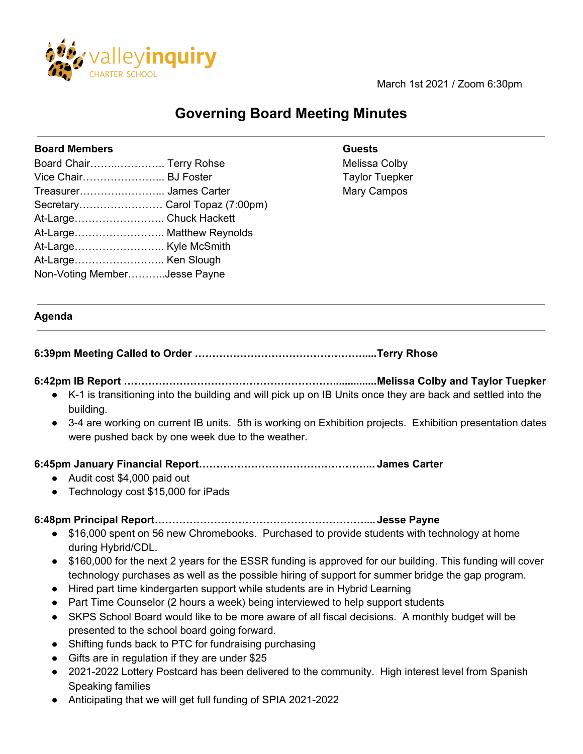valleyinquiry
CHARTER SCHOOL

March 1st 2021 / Zoom 6:30pm

# Governing Board Meeting Minutes

**Board Members**

Board Chair……..………….. Terry Rohse
Vice Chair………………….. BJ Foster
Treasurer……….…………... James Carter
Secretary…………………… Carol Topaz (7:00pm)
At-Large…………………….. Chuck Hackett
At-Large…………………….. Matthew Reynolds
At-Large…………………….. Kyle McSmith
At-Large…………………….. Ken Slough
Non-Voting Member………..Jesse Payne

**Guests**

Melissa Colby
Taylor Tuepker
Mary Campos

## Agenda

**6:39pm Meeting Called to Order …………………………………………....Terry Rhose**

**6:42pm IB Report …………………………………………………….............Melissa Colby and Taylor Tuepker**

- K-1 is transitioning into the building and will pick up on IB Units once they are back and settled into the building.
- 3-4 are working on current IB units. 5th is working on Exhibition projects. Exhibition presentation dates were pushed back by one week due to the weather.

**6:45pm January Financial Report………………………………………….. James Carter**

- Audit cost $4,000 paid out
- Technology cost $15,000 for iPads

**6:48pm Principal Report……………………………………………………... Jesse Payne**

- $16,000 spent on 56 new Chromebooks. Purchased to provide students with technology at home during Hybrid/CDL.
- $160,000 for the next 2 years for the ESSR funding is approved for our building. This funding will cover technology purchases as well as the possible hiring of support for summer bridge the gap program.
- Hired part time kindergarten support while students are in Hybrid Learning
- Part Time Counselor (2 hours a week) being interviewed to help support students
- SKPS School Board would like to be more aware of all fiscal decisions. A monthly budget will be presented to the school board going forward.
- Shifting funds back to PTC for fundraising purchasing
- Gifts are in regulation if they are under $25
- 2021-2022 Lottery Postcard has been delivered to the community. High interest level from Spanish Speaking families
- Anticipating that we will get full funding of SPIA 2021-2022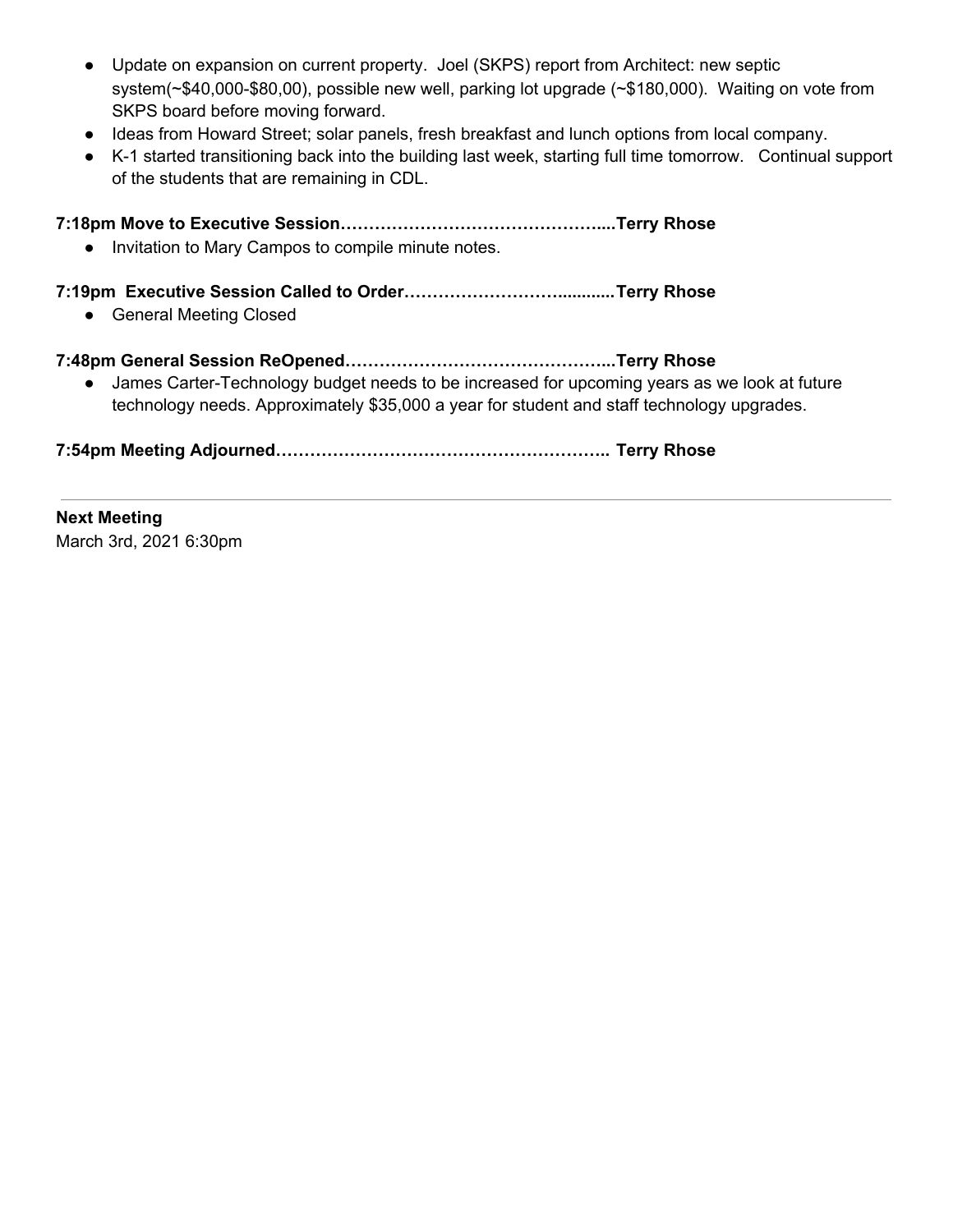- Update on expansion on current property. Joel (SKPS) report from Architect: new septic system(~$40,000-$80,00), possible new well, parking lot upgrade (~$180,000). Waiting on vote from SKPS board before moving forward.
- Ideas from Howard Street; solar panels, fresh breakfast and lunch options from local company.
- K-1 started transitioning back into the building last week, starting full time tomorrow. Continual support of the students that are remaining in CDL.

**7:18pm Move to Executive Session…………………………………….....Terry Rhose**

- Invitation to Mary Campos to compile minute notes.

**7:19pm Executive Session Called to Order………………………...........Terry Rhose**

- General Meeting Closed

**7:48pm General Session ReOpened………………………………………...Terry Rhose**

- James Carter-Technology budget needs to be increased for upcoming years as we look at future technology needs. Approximately $35,000 a year for student and staff technology upgrades.

**7:54pm Meeting Adjourned………………………………………………….. Terry Rhose**

---

**Next Meeting**

March 3rd, 2021 6:30pm